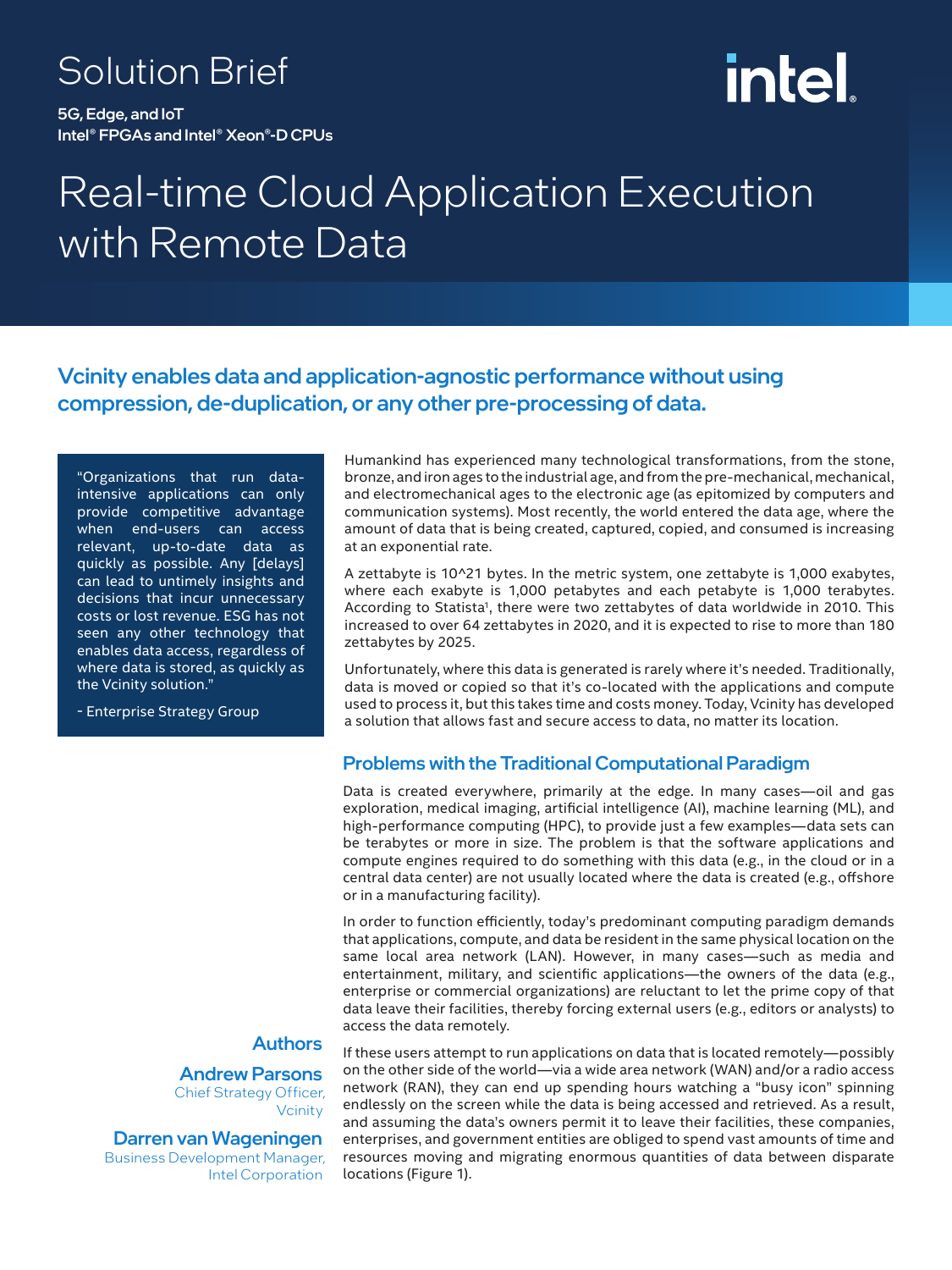Solution Brief

**5G, Edge, and IoT**
**Intel® FPGAs and Intel® Xeon®-D CPUs**

# Real-time Cloud Application Execution with Remote Data

## Vcinity enables data and application-agnostic performance without using compression, de-duplication, or any other pre-processing of data.

> "Organizations that run data-intensive applications can only provide competitive advantage when end-users can access relevant, up-to-date data as quickly as possible. Any [delays] can lead to untimely insights and decisions that incur unnecessary costs or lost revenue. ESG has not seen any other technology that enables data access, regardless of where data is stored, as quickly as the Vcinity solution."
>
> \- Enterprise Strategy Group

Humankind has experienced many technological transformations, from the stone, bronze, and iron ages to the industrial age, and from the pre-mechanical, mechanical, and electromechanical ages to the electronic age (as epitomized by computers and communication systems). Most recently, the world entered the data age, where the amount of data that is being created, captured, copied, and consumed is increasing at an exponential rate.

A zettabyte is $10^{21}$ bytes. In the metric system, one zettabyte is 1,000 exabytes, where each exabyte is 1,000 petabytes and each petabyte is 1,000 terabytes. According to Statista[1], there were two zettabytes of data worldwide in 2010. This increased to over 64 zettabytes in 2020, and it is expected to rise to more than 180 zettabytes by 2025.

Unfortunately, where this data is generated is rarely where it's needed. Traditionally, data is moved or copied so that it's co-located with the applications and compute used to process it, but this takes time and costs money. Today, Vcinity has developed a solution that allows fast and secure access to data, no matter its location.

### Problems with the Traditional Computational Paradigm

Data is created everywhere, primarily at the edge. In many cases—oil and gas exploration, medical imaging, artificial intelligence (AI), machine learning (ML), and high-performance computing (HPC), to provide just a few examples—data sets can be terabytes or more in size. The problem is that the software applications and compute engines required to do something with this data (e.g., in the cloud or in a central data center) are not usually located where the data is created (e.g., offshore or in a manufacturing facility).

In order to function efficiently, today's predominant computing paradigm demands that applications, compute, and data be resident in the same physical location on the same local area network (LAN). However, in many cases—such as media and entertainment, military, and scientific applications—the owners of the data (e.g., enterprise or commercial organizations) are reluctant to let the prime copy of that data leave their facilities, thereby forcing external users (e.g., editors or analysts) to access the data remotely.

If these users attempt to run applications on data that is located remotely—possibly on the other side of the world—via a wide area network (WAN) and/or a radio access network (RAN), they can end up spending hours watching a "busy icon" spinning endlessly on the screen while the data is being accessed and retrieved. As a result, and assuming the data's owners permit it to leave their facilities, these companies, enterprises, and government entities are obliged to spend vast amounts of time and resources moving and migrating enormous quantities of data between disparate locations (Figure 1).

**Authors**

**Andrew Parsons**
Chief Strategy Officer, Vcinity

**Darren van Wageningen**
Business Development Manager, Intel Corporation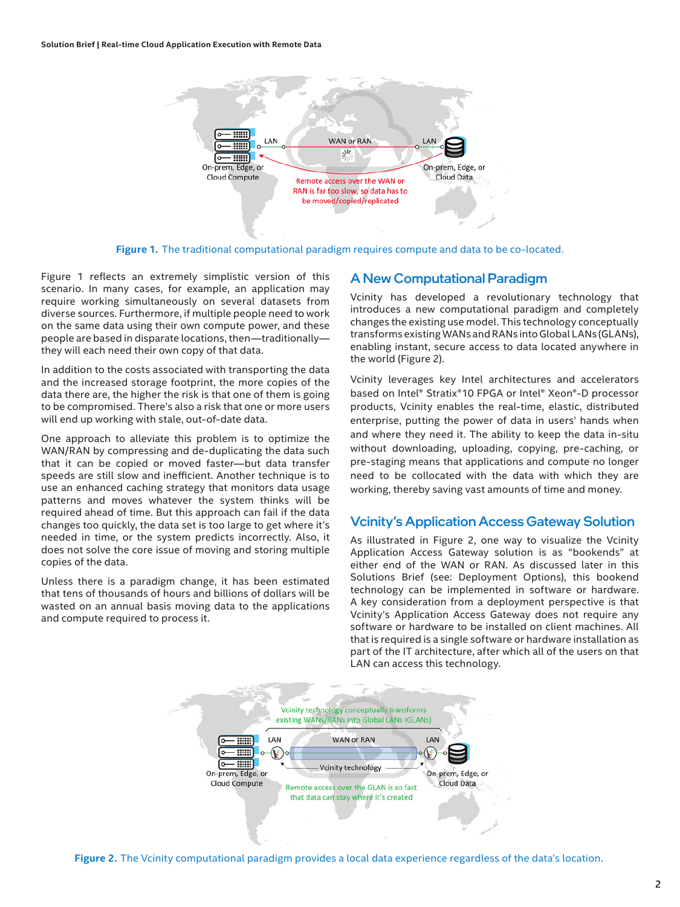**Figure 1.** The traditional computational paradigm requires compute and data to be co-located.

Figure 1 reflects an extremely simplistic version of this scenario. In many cases, for example, an application may require working simultaneously on several datasets from diverse sources. Furthermore, if multiple people need to work on the same data using their own compute power, and these people are based in disparate locations, then—traditionally—they will each need their own copy of that data.

In addition to the costs associated with transporting the data and the increased storage footprint, the more copies of the data there are, the higher the risk is that one of them is going to be compromised. There's also a risk that one or more users will end up working with stale, out-of-date data.

One approach to alleviate this problem is to optimize the WAN/RAN by compressing and de-duplicating the data such that it can be copied or moved faster—but data transfer speeds are still slow and inefficient. Another technique is to use an enhanced caching strategy that monitors data usage patterns and moves whatever the system thinks will be required ahead of time. But this approach can fail if the data changes too quickly, the data set is too large to get where it's needed in time, or the system predicts incorrectly. Also, it does not solve the core issue of moving and storing multiple copies of the data.

Unless there is a paradigm change, it has been estimated that tens of thousands of hours and billions of dollars will be wasted on an annual basis moving data to the applications and compute required to process it.

## A New Computational Paradigm

Vcinity has developed a revolutionary technology that introduces a new computational paradigm and completely changes the existing use model. This technology conceptually transforms existing WANs and RANs into Global LANs (GLANs), enabling instant, secure access to data located anywhere in the world (Figure 2).

Vcinity leverages key Intel architectures and accelerators based on Intel® Stratix®10 FPGA or Intel® Xeon®-D processor products, Vcinity enables the real-time, elastic, distributed enterprise, putting the power of data in users' hands when and where they need it. The ability to keep the data in-situ without downloading, uploading, copying, pre-caching, or pre-staging means that applications and compute no longer need to be collocated with the data with which they are working, thereby saving vast amounts of time and money.

## Vcinity's Application Access Gateway Solution

As illustrated in Figure 2, one way to visualize the Vcinity Application Access Gateway solution is as "bookends" at either end of the WAN or RAN. As discussed later in this Solutions Brief (see: Deployment Options), this bookend technology can be implemented in software or hardware. A key consideration from a deployment perspective is that Vcinity's Application Access Gateway does not require any software or hardware to be installed on client machines. All that is required is a single software or hardware installation as part of the IT architecture, after which all of the users on that LAN can access this technology.

**Figure 2.** The Vcinity computational paradigm provides a local data experience regardless of the data's location.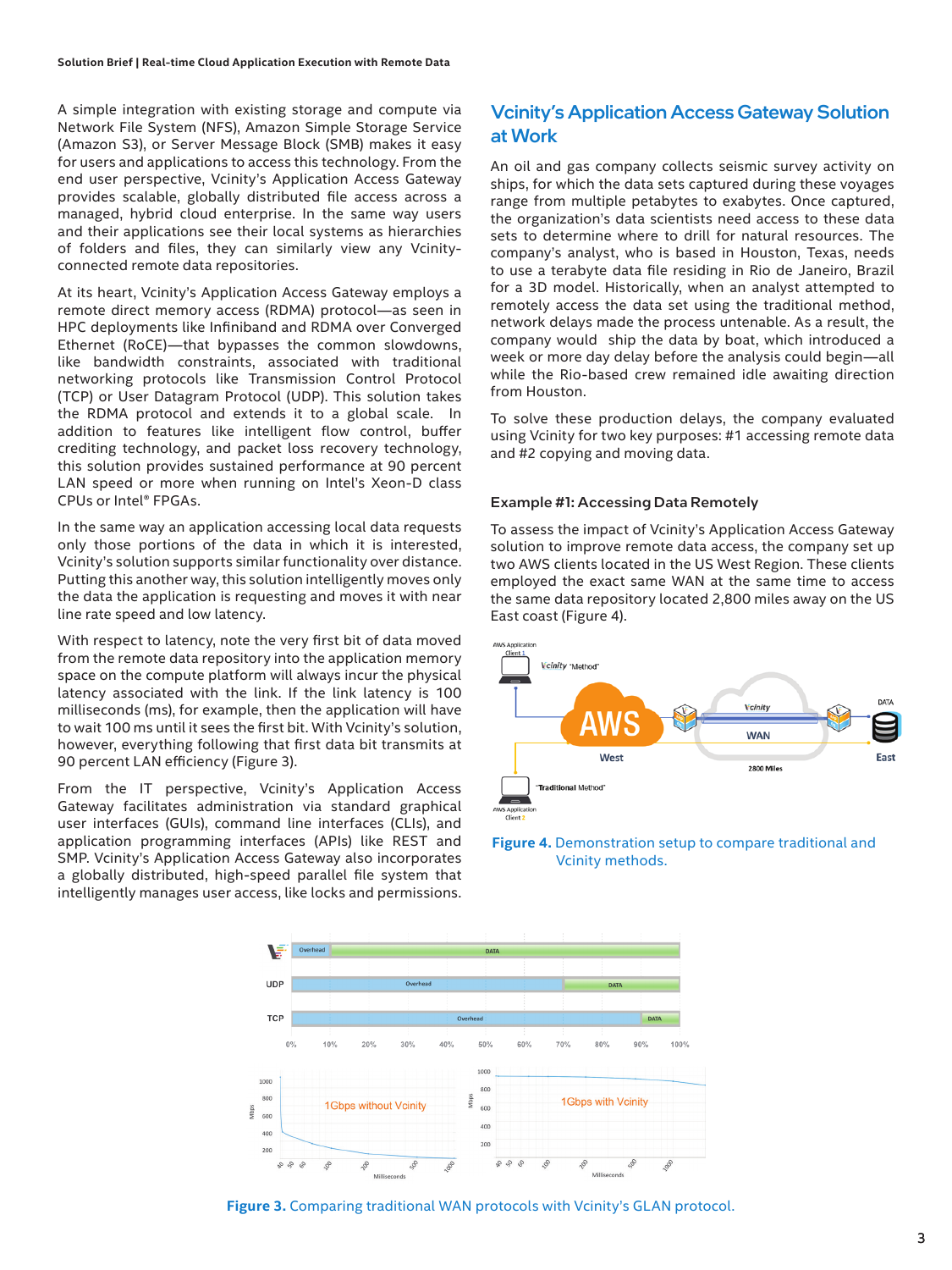A simple integration with existing storage and compute via Network File System (NFS), Amazon Simple Storage Service (Amazon S3), or Server Message Block (SMB) makes it easy for users and applications to access this technology. From the end user perspective, Vcinity's Application Access Gateway provides scalable, globally distributed file access across a managed, hybrid cloud enterprise. In the same way users and their applications see their local systems as hierarchies of folders and files, they can similarly view any Vcinity-connected remote data repositories.

At its heart, Vcinity's Application Access Gateway employs a remote direct memory access (RDMA) protocol—as seen in HPC deployments like Infiniband and RDMA over Converged Ethernet (RoCE)—that bypasses the common slowdowns, like bandwidth constraints, associated with traditional networking protocols like Transmission Control Protocol (TCP) or User Datagram Protocol (UDP). This solution takes the RDMA protocol and extends it to a global scale. In addition to features like intelligent flow control, buffer crediting technology, and packet loss recovery technology, this solution provides sustained performance at 90 percent LAN speed or more when running on Intel's Xeon-D class CPUs or Intel® FPGAs.

In the same way an application accessing local data requests only those portions of the data in which it is interested, Vcinity's solution supports similar functionality over distance. Putting this another way, this solution intelligently moves only the data the application is requesting and moves it with near line rate speed and low latency.

With respect to latency, note the very first bit of data moved from the remote data repository into the application memory space on the compute platform will always incur the physical latency associated with the link. If the link latency is 100 milliseconds (ms), for example, then the application will have to wait 100 ms until it sees the first bit. With Vcinity's solution, however, everything following that first data bit transmits at 90 percent LAN efficiency (Figure 3).

From the IT perspective, Vcinity's Application Access Gateway facilitates administration via standard graphical user interfaces (GUIs), command line interfaces (CLIs), and application programming interfaces (APIs) like REST and SMP. Vcinity's Application Access Gateway also incorporates a globally distributed, high-speed parallel file system that intelligently manages user access, like locks and permissions.

## Vcinity's Application Access Gateway Solution at Work

An oil and gas company collects seismic survey activity on ships, for which the data sets captured during these voyages range from multiple petabytes to exabytes. Once captured, the organization's data scientists need access to these data sets to determine where to drill for natural resources. The company's analyst, who is based in Houston, Texas, needs to use a terabyte data file residing in Rio de Janeiro, Brazil for a 3D model. Historically, when an analyst attempted to remotely access the data set using the traditional method, network delays made the process untenable. As a result, the company would ship the data by boat, which introduced a week or more day delay before the analysis could begin—all while the Rio-based crew remained idle awaiting direction from Houston.

To solve these production delays, the company evaluated using Vcinity for two key purposes: #1 accessing remote data and #2 copying and moving data.

### Example #1: Accessing Data Remotely

To assess the impact of Vcinity's Application Access Gateway solution to improve remote data access, the company set up two AWS clients located in the US West Region. These clients employed the exact same WAN at the same time to access the same data repository located 2,800 miles away on the US East coast (Figure 4).

**Figure 4.** Demonstration setup to compare traditional and Vcinity methods.

**Figure 3.** Comparing traditional WAN protocols with Vcinity's GLAN protocol.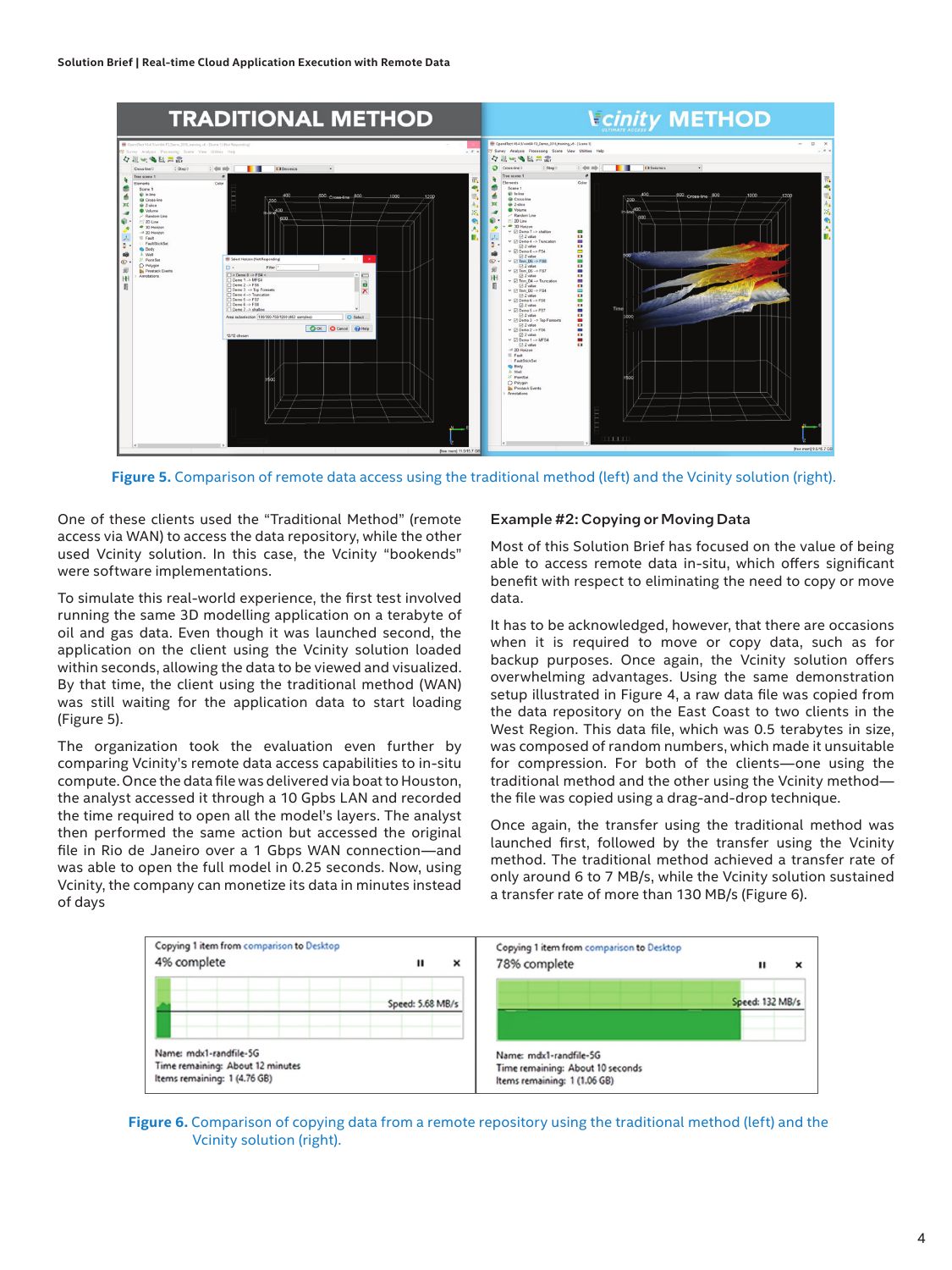**Figure 5.** Comparison of remote data access using the traditional method (left) and the Vcinity solution (right).

One of these clients used the "Traditional Method" (remote access via WAN) to access the data repository, while the other used Vcinity solution. In this case, the Vcinity "bookends" were software implementations.

To simulate this real-world experience, the first test involved running the same 3D modelling application on a terabyte of oil and gas data. Even though it was launched second, the application on the client using the Vcinity solution loaded within seconds, allowing the data to be viewed and visualized. By that time, the client using the traditional method (WAN) was still waiting for the application data to start loading (Figure 5).

The organization took the evaluation even further by comparing Vcinity's remote data access capabilities to in-situ compute. Once the data file was delivered via boat to Houston, the analyst accessed it through a 10 Gpbs LAN and recorded the time required to open all the model's layers. The analyst then performed the same action but accessed the original file in Rio de Janeiro over a 1 Gbps WAN connection—and was able to open the full model in 0.25 seconds. Now, using Vcinity, the company can monetize its data in minutes instead of days

### Example #2: Copying or Moving Data

Most of this Solution Brief has focused on the value of being able to access remote data in-situ, which offers significant benefit with respect to eliminating the need to copy or move data.

It has to be acknowledged, however, that there are occasions when it is required to move or copy data, such as for backup purposes. Once again, the Vcinity solution offers overwhelming advantages. Using the same demonstration setup illustrated in Figure 4, a raw data file was copied from the data repository on the East Coast to two clients in the West Region. This data file, which was 0.5 terabytes in size, was composed of random numbers, which made it unsuitable for compression. For both of the clients—one using the traditional method and the other using the Vcinity method—the file was copied using a drag-and-drop technique.

Once again, the transfer using the traditional method was launched first, followed by the transfer using the Vcinity method. The traditional method achieved a transfer rate of only around 6 to 7 MB/s, while the Vcinity solution sustained a transfer rate of more than 130 MB/s (Figure 6).

**Figure 6.** Comparison of copying data from a remote repository using the traditional method (left) and the Vcinity solution (right).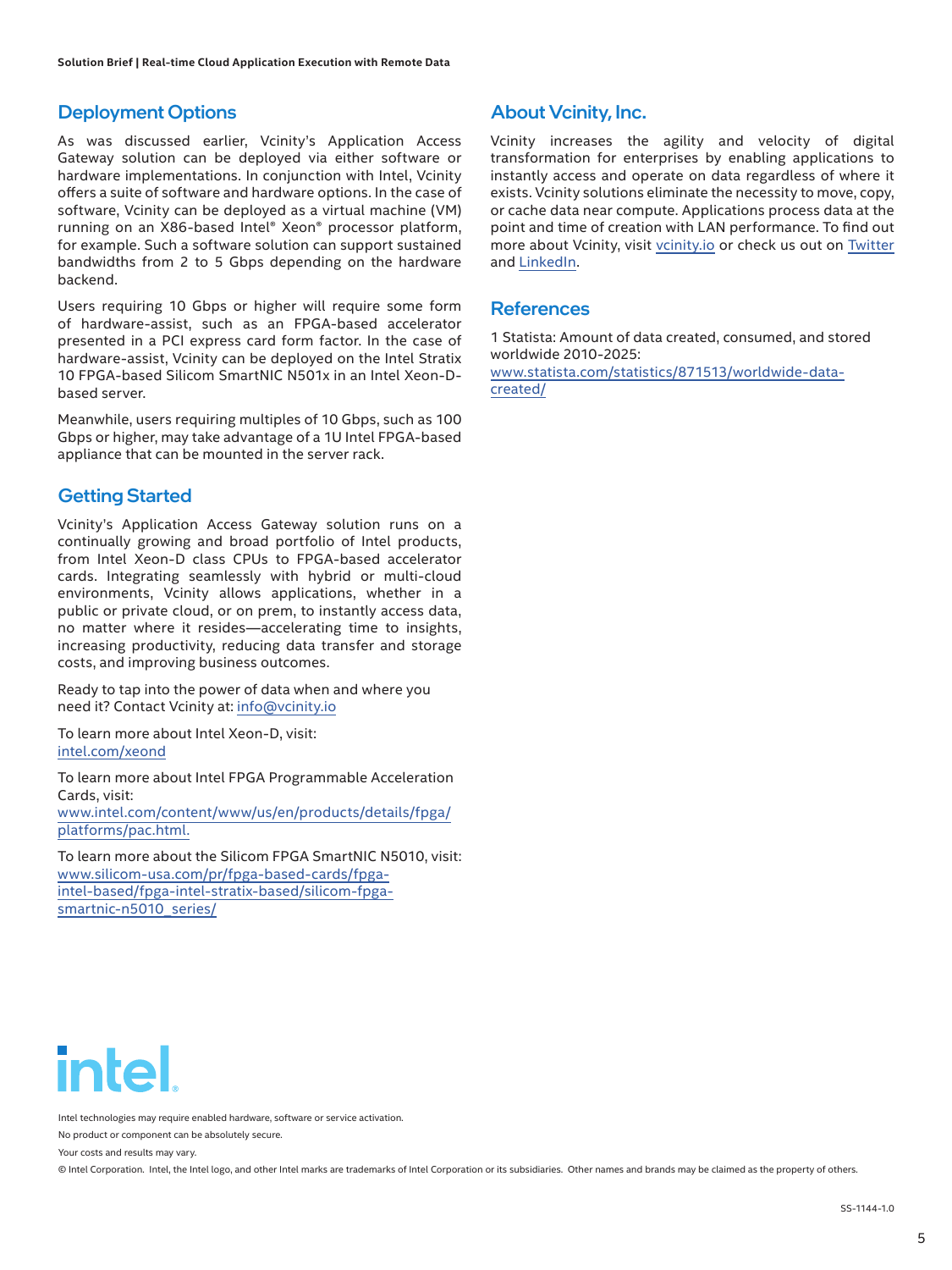## Deployment Options

As was discussed earlier, Vcinity's Application Access Gateway solution can be deployed via either software or hardware implementations. In conjunction with Intel, Vcinity offers a suite of software and hardware options. In the case of software, Vcinity can be deployed as a virtual machine (VM) running on an X86-based Intel® Xeon® processor platform, for example. Such a software solution can support sustained bandwidths from 2 to 5 Gbps depending on the hardware backend.

Users requiring 10 Gbps or higher will require some form of hardware-assist, such as an FPGA-based accelerator presented in a PCI express card form factor. In the case of hardware-assist, Vcinity can be deployed on the Intel Stratix 10 FPGA-based Silicom SmartNIC N501x in an Intel Xeon-D-based server.

Meanwhile, users requiring multiples of 10 Gbps, such as 100 Gbps or higher, may take advantage of a 1U Intel FPGA-based appliance that can be mounted in the server rack.

## Getting Started

Vcinity's Application Access Gateway solution runs on a continually growing and broad portfolio of Intel products, from Intel Xeon-D class CPUs to FPGA-based accelerator cards. Integrating seamlessly with hybrid or multi-cloud environments, Vcinity allows applications, whether in a public or private cloud, or on prem, to instantly access data, no matter where it resides—accelerating time to insights, increasing productivity, reducing data transfer and storage costs, and improving business outcomes.

Ready to tap into the power of data when and where you need it? Contact Vcinity at: info@vcinity.io

To learn more about Intel Xeon-D, visit: intel.com/xeond

To learn more about Intel FPGA Programmable Acceleration Cards, visit: www.intel.com/content/www/us/en/products/details/fpga/platforms/pac.html.

To learn more about the Silicom FPGA SmartNIC N5010, visit: www.silicom-usa.com/pr/fpga-based-cards/fpga-intel-based/fpga-intel-stratix-based/silicom-fpga-smartnic-n5010_series/

## About Vcinity, Inc.

Vcinity increases the agility and velocity of digital transformation for enterprises by enabling applications to instantly access and operate on data regardless of where it exists. Vcinity solutions eliminate the necessity to move, copy, or cache data near compute. Applications process data at the point and time of creation with LAN performance. To find out more about Vcinity, visit vcinity.io or check us out on Twitter and LinkedIn.

## References

1 Statista: Amount of data created, consumed, and stored worldwide 2010-2025: www.statista.com/statistics/871513/worldwide-data-created/

intel.

Intel technologies may require enabled hardware, software or service activation.

No product or component can be absolutely secure.

Your costs and results may vary.

© Intel Corporation. Intel, the Intel logo, and other Intel marks are trademarks of Intel Corporation or its subsidiaries. Other names and brands may be claimed as the property of others.

SS-1144-1.0